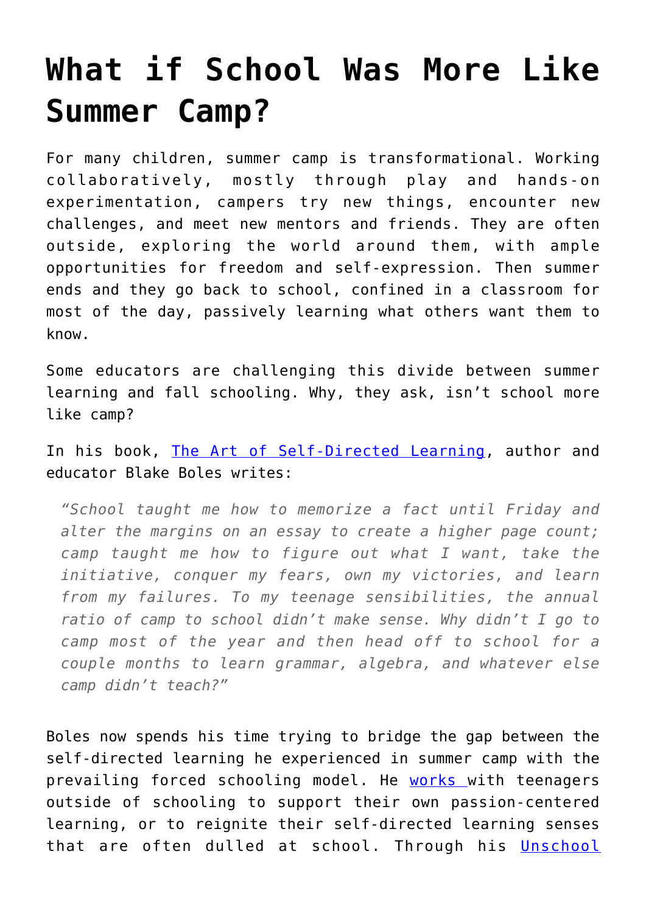# What if School Was More Like Summer Camp?

For many children, summer camp is transformational. Working collaboratively, mostly through play and hands-on experimentation, campers try new things, encounter new challenges, and meet new mentors and friends. They are often outside, exploring the world around them, with ample opportunities for freedom and self-expression. Then summer ends and they go back to school, confined in a classroom for most of the day, passively learning what others want them to know.

Some educators are challenging this divide between summer learning and fall schooling. Why, they ask, isn't school more like camp?

In his book, [The Art of Self-Directed Learning](), author and educator Blake Boles writes:

> *"School taught me how to memorize a fact until Friday and alter the margins on an essay to create a higher page count; camp taught me how to figure out what I want, take the initiative, conquer my fears, own my victories, and learn from my failures. To my teenage sensibilities, the annual ratio of camp to school didn't make sense. Why didn't I go to camp most of the year and then head off to school for a couple months to learn grammar, algebra, and whatever else camp didn't teach?"*

Boles now spends his time trying to bridge the gap between the self-directed learning he experienced in summer camp with the prevailing forced schooling model. He [works ]()with teenagers outside of schooling to support their own passion-centered learning, or to reignite their self-directed learning senses that are often dulled at school. Through his [Unschool]()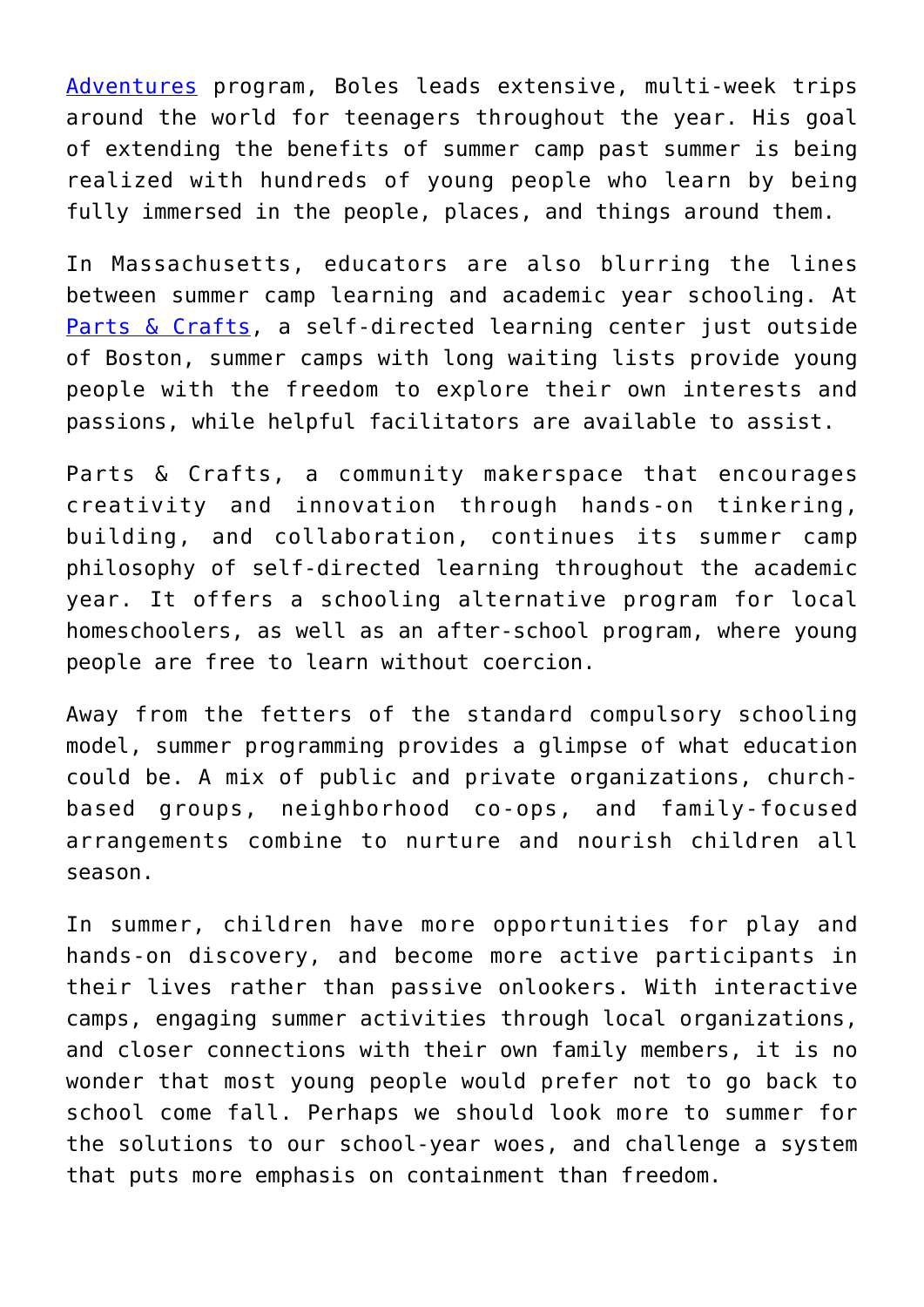Adventures program, Boles leads extensive, multi-week trips around the world for teenagers throughout the year. His goal of extending the benefits of summer camp past summer is being realized with hundreds of young people who learn by being fully immersed in the people, places, and things around them.

In Massachusetts, educators are also blurring the lines between summer camp learning and academic year schooling. At Parts & Crafts, a self-directed learning center just outside of Boston, summer camps with long waiting lists provide young people with the freedom to explore their own interests and passions, while helpful facilitators are available to assist.

Parts & Crafts, a community makerspace that encourages creativity and innovation through hands-on tinkering, building, and collaboration, continues its summer camp philosophy of self-directed learning throughout the academic year. It offers a schooling alternative program for local homeschoolers, as well as an after-school program, where young people are free to learn without coercion.

Away from the fetters of the standard compulsory schooling model, summer programming provides a glimpse of what education could be. A mix of public and private organizations, church-based groups, neighborhood co-ops, and family-focused arrangements combine to nurture and nourish children all season.

In summer, children have more opportunities for play and hands-on discovery, and become more active participants in their lives rather than passive onlookers. With interactive camps, engaging summer activities through local organizations, and closer connections with their own family members, it is no wonder that most young people would prefer not to go back to school come fall. Perhaps we should look more to summer for the solutions to our school-year woes, and challenge a system that puts more emphasis on containment than freedom.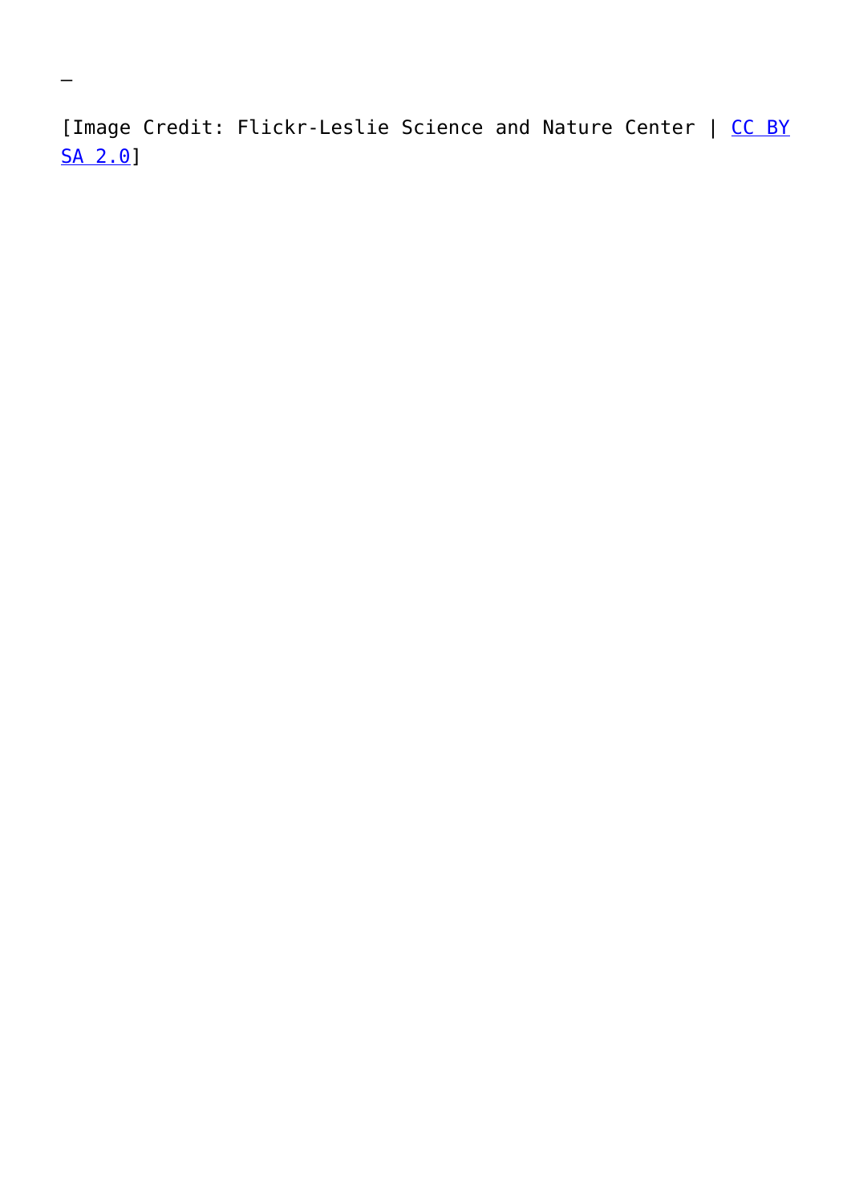_

[Image Credit: Flickr-Leslie Science and Nature Center | CC BY SA 2.0]